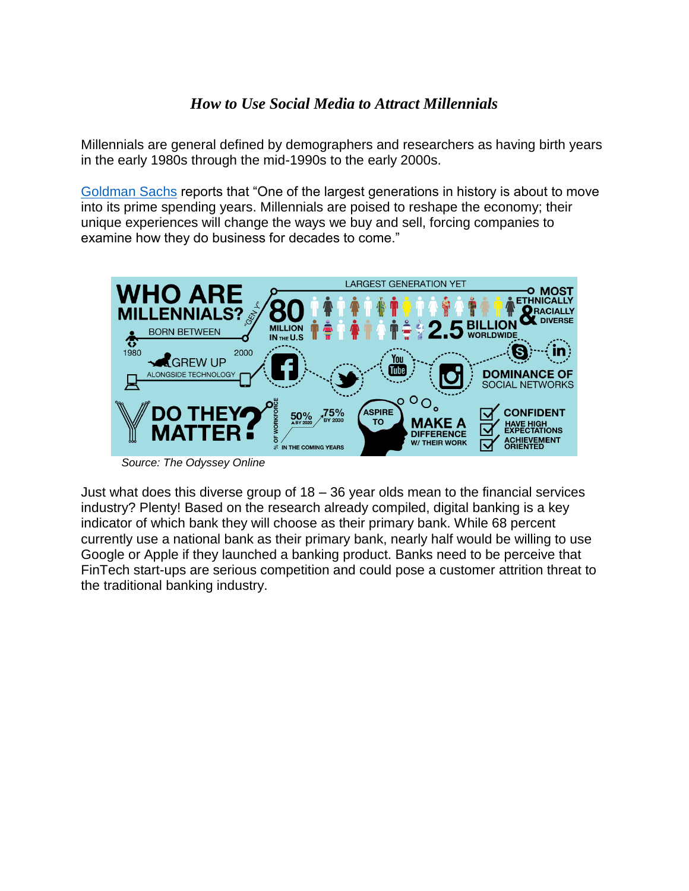### *How to Use Social Media to Attract Millennials*

Millennials are general defined by demographers and researchers as having birth years in the early 1980s through the mid-1990s to the early 2000s.

Goldman Sachs reports that "One of the largest generations in history is about to move into its prime spending years. Millennials are poised to reshape the economy; their unique experiences will change the ways we buy and sell, forcing companies to examine how they do business for decades to come."

*Source: The Odyssey Online*

Just what does this diverse group of 18 – 36 year olds mean to the financial services industry? Plenty! Based on the research already compiled, digital banking is a key indicator of which bank they will choose as their primary bank. While 68 percent currently use a national bank as their primary bank, nearly half would be willing to use Google or Apple if they launched a banking product. Banks need to be perceive that FinTech start-ups are serious competition and could pose a customer attrition threat to the traditional banking industry.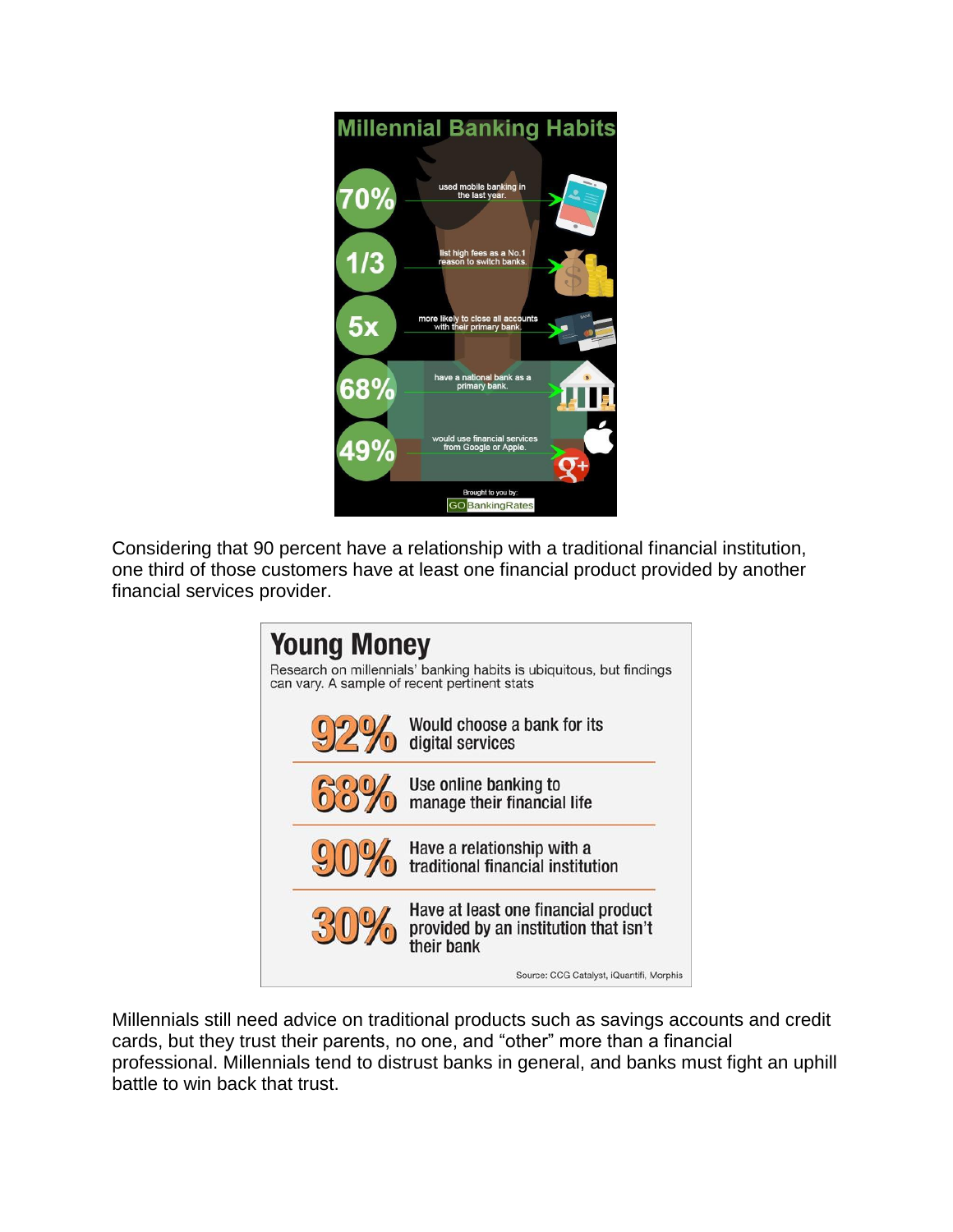## Millennial Banking Habits

- **70%** used mobile banking in the last year.
- **1/3** list high fees as a No.1 reason to switch banks.
- **5x** more likely to close all accounts with their primary bank.
- **68%** have a national bank as a primary bank.
- **49%** would use financial services from Google or Apple.

Brought to you by: GOBankingRates

Considering that 90 percent have a relationship with a traditional financial institution, one third of those customers have at least one financial product provided by another financial services provider.

## Young Money

Research on millennials' banking habits is ubiquitous, but findings can vary. A sample of recent pertinent stats

| | |
|---|---|
| 92% | Would choose a bank for its digital services |
| 68% | Use online banking to manage their financial life |
| 90% | Have a relationship with a traditional financial institution |
| 30% | Have at least one financial product provided by an institution that isn't their bank |

Source: CCG Catalyst, iQuantifi, Morphis

Millennials still need advice on traditional products such as savings accounts and credit cards, but they trust their parents, no one, and "other" more than a financial professional. Millennials tend to distrust banks in general, and banks must fight an uphill battle to win back that trust.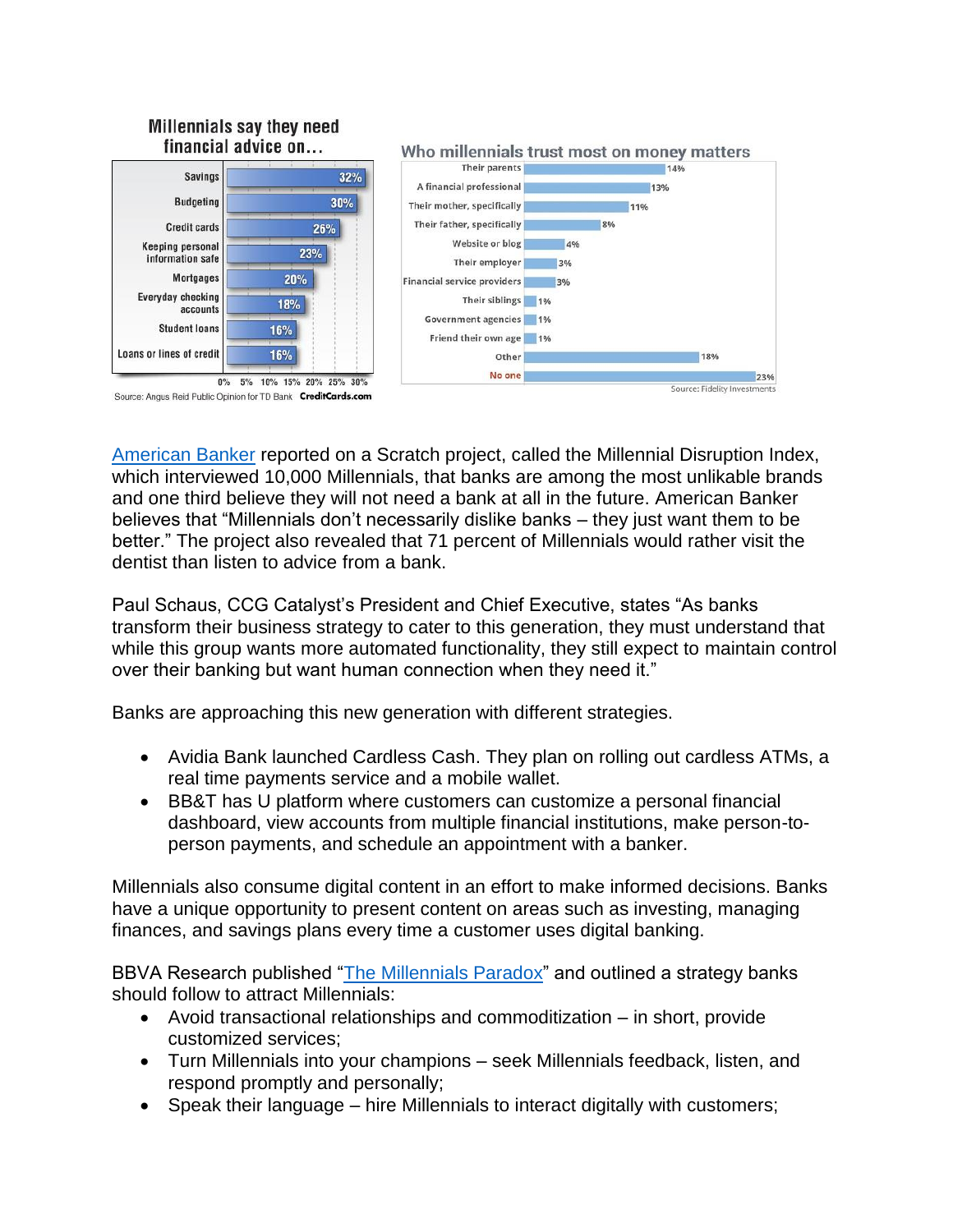**Millennials say they need financial advice on…**

| Topic | Percent |
|---|---|
| Savings | 32% |
| Budgeting | 30% |
| Credit cards | 26% |
| Keeping personal information safe | 23% |
| Mortgages | 20% |
| Everyday checking accounts | 18% |
| Student loans | 16% |
| Loans or lines of credit | 16% |

Source: Angus Reid Public Opinion for TD Bank CreditCards.com

**Who millennials trust most on money matters**

| Source | Percent |
|---|---|
| Their parents | 14% |
| A financial professional | 13% |
| Their mother, specifically | 11% |
| Their father, specifically | 8% |
| Website or blog | 4% |
| Their employer | 3% |
| Financial service providers | 3% |
| Their siblings | 1% |
| Government agencies | 1% |
| Friend their own age | 1% |
| Other | 18% |
| No one | 23% |

Source: Fidelity Investments

American Banker reported on a Scratch project, called the Millennial Disruption Index, which interviewed 10,000 Millennials, that banks are among the most unlikable brands and one third believe they will not need a bank at all in the future. American Banker believes that "Millennials don't necessarily dislike banks – they just want them to be better." The project also revealed that 71 percent of Millennials would rather visit the dentist than listen to advice from a bank.

Paul Schaus, CCG Catalyst's President and Chief Executive, states "As banks transform their business strategy to cater to this generation, they must understand that while this group wants more automated functionality, they still expect to maintain control over their banking but want human connection when they need it."

Banks are approaching this new generation with different strategies.

- Avidia Bank launched Cardless Cash. They plan on rolling out cardless ATMs, a real time payments service and a mobile wallet.
- BB&T has U platform where customers can customize a personal financial dashboard, view accounts from multiple financial institutions, make person-to-person payments, and schedule an appointment with a banker.

Millennials also consume digital content in an effort to make informed decisions. Banks have a unique opportunity to present content on areas such as investing, managing finances, and savings plans every time a customer uses digital banking.

BBVA Research published "The Millennials Paradox" and outlined a strategy banks should follow to attract Millennials:

- Avoid transactional relationships and commoditization – in short, provide customized services;
- Turn Millennials into your champions – seek Millennials feedback, listen, and respond promptly and personally;
- Speak their language – hire Millennials to interact digitally with customers;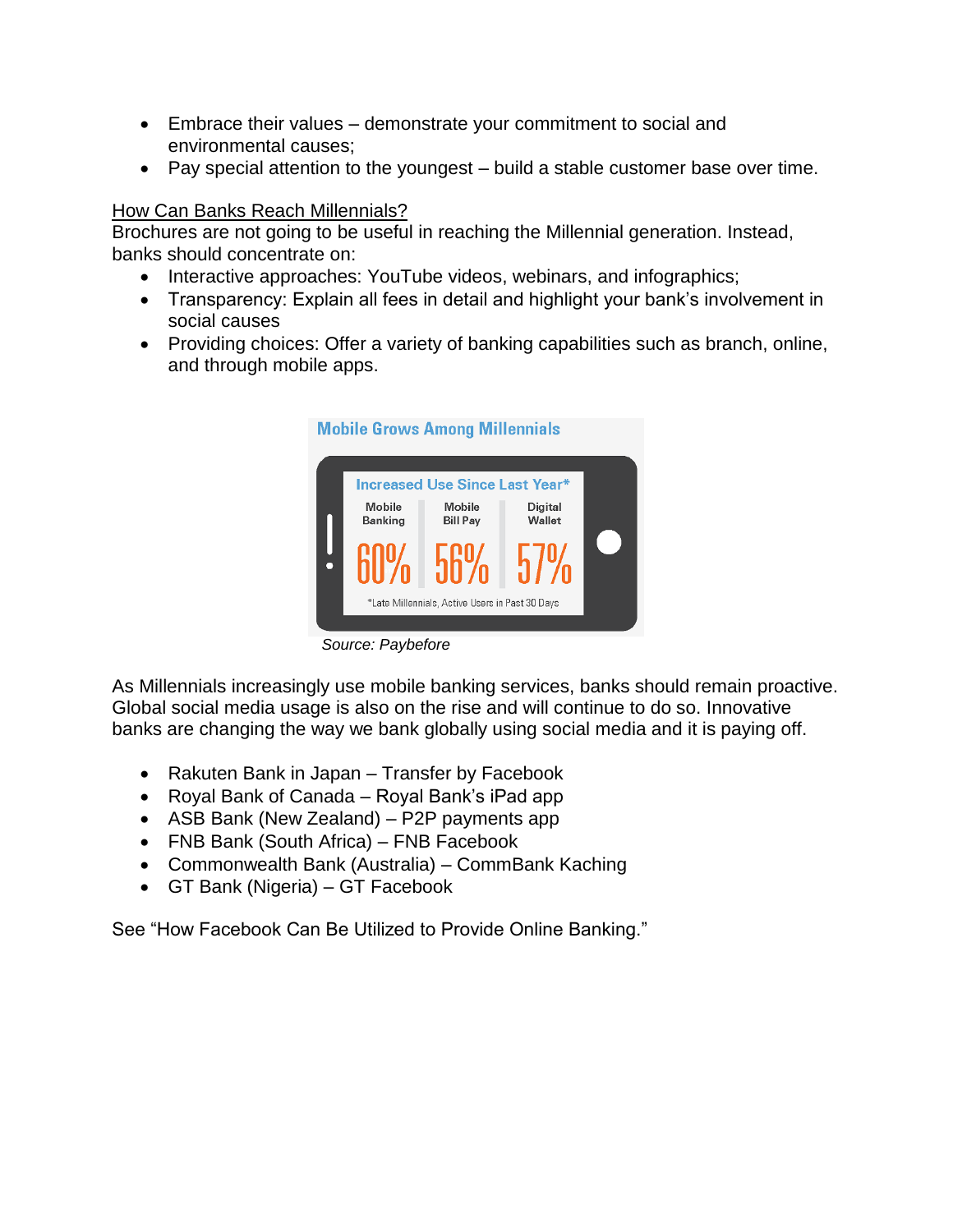- Embrace their values – demonstrate your commitment to social and environmental causes;
- Pay special attention to the youngest – build a stable customer base over time.

How Can Banks Reach Millennials?

Brochures are not going to be useful in reaching the Millennial generation. Instead, banks should concentrate on:

- Interactive approaches: YouTube videos, webinars, and infographics;
- Transparency: Explain all fees in detail and highlight your bank's involvement in social causes
- Providing choices: Offer a variety of banking capabilities such as branch, online, and through mobile apps.

**Mobile Grows Among Millennials**

Increased Use Since Last Year*

| Mobile Banking | Mobile Bill Pay | Digital Wallet |
|---|---|---|
| 60% | 56% | 57% |

*Late Millennials, Active Users in Past 30 Days

*Source: Paybefore*

As Millennials increasingly use mobile banking services, banks should remain proactive. Global social media usage is also on the rise and will continue to do so. Innovative banks are changing the way we bank globally using social media and it is paying off.

- Rakuten Bank in Japan – Transfer by Facebook
- Royal Bank of Canada – Royal Bank's iPad app
- ASB Bank (New Zealand) – P2P payments app
- FNB Bank (South Africa) – FNB Facebook
- Commonwealth Bank (Australia) – CommBank Kaching
- GT Bank (Nigeria) – GT Facebook

See "How Facebook Can Be Utilized to Provide Online Banking."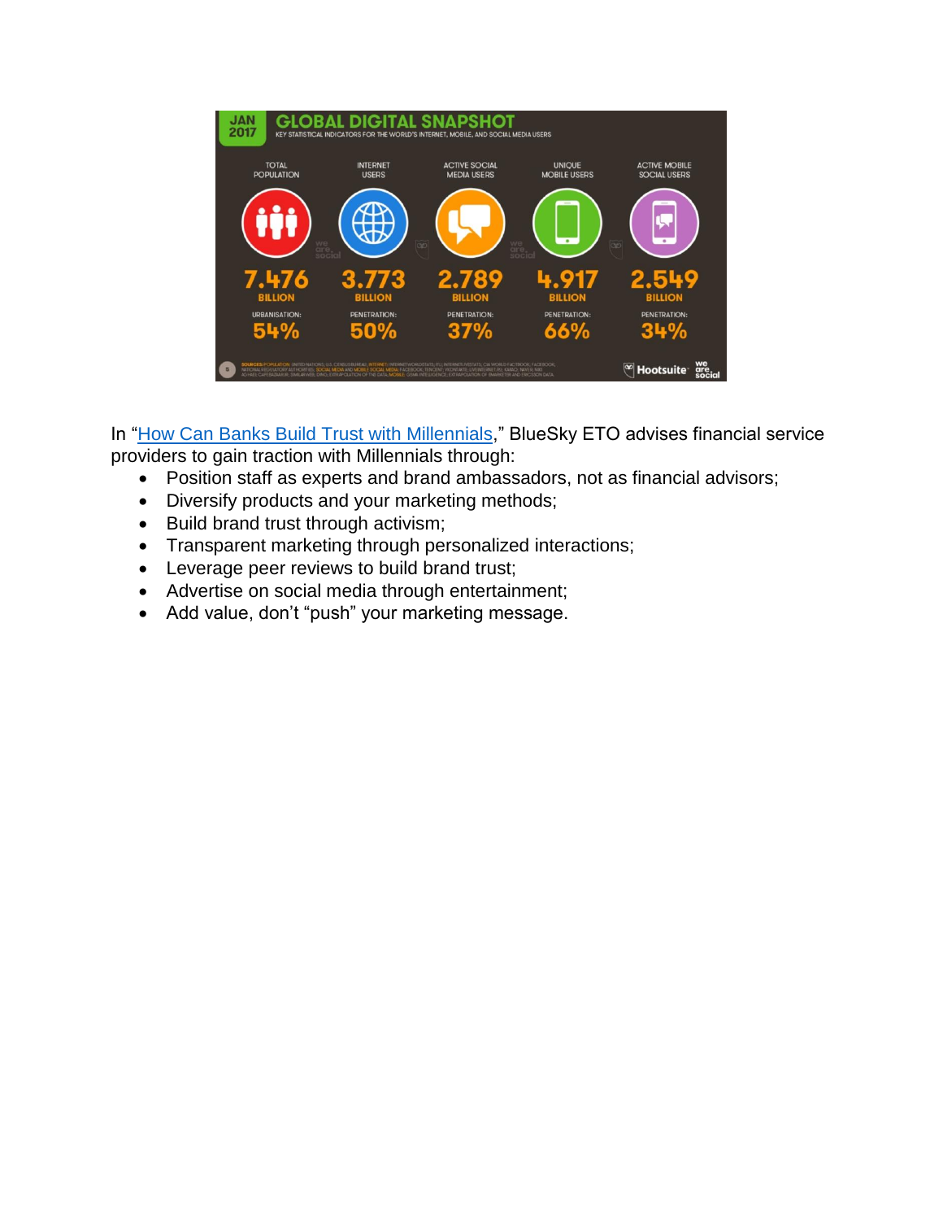JAN 2017

GLOBAL DIGITAL SNAPSHOT

KEY STATISTICAL INDICATORS FOR THE WORLD'S INTERNET, MOBILE, AND SOCIAL MEDIA USERS

TOTAL POPULATION

7.476 BILLION

URBANISATION: 54%

INTERNET USERS

3.773 BILLION

PENETRATION: 50%

ACTIVE SOCIAL MEDIA USERS

2.789 BILLION

PENETRATION: 37%

UNIQUE MOBILE USERS

4.917 BILLION

PENETRATION: 66%

ACTIVE MOBILE SOCIAL USERS

2.549 BILLION

PENETRATION: 34%

Hootsuite we are social

In "How Can Banks Build Trust with Millennials," BlueSky ETO advises financial service providers to gain traction with Millennials through:

- Position staff as experts and brand ambassadors, not as financial advisors;
- Diversify products and your marketing methods;
- Build brand trust through activism;
- Transparent marketing through personalized interactions;
- Leverage peer reviews to build brand trust;
- Advertise on social media through entertainment;
- Add value, don't "push" your marketing message.